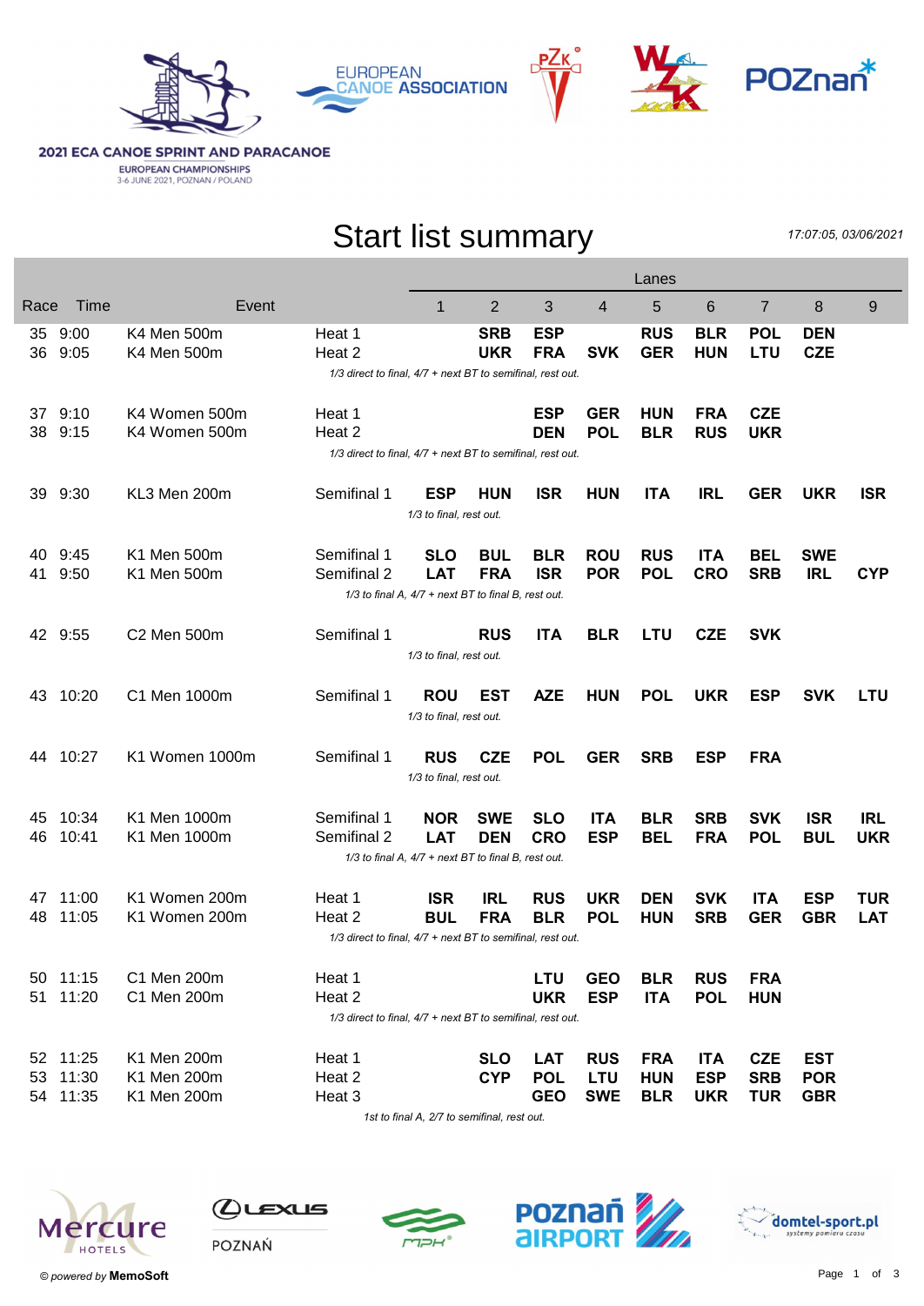**2021 ECA CANOE SPRINT AND PARACANOE**
EUROPEAN CHAMPIONSHIPS
3-6 JUNE 2021, POZNAN / POLAND

# Start list summary

*17:07:05, 03/06/2021*

| Race | Time | Event | | Lanes | | | | | | | | |
|---|---|---|---|---|---|---|---|---|---|---|---|---|
| | | | | 1 | 2 | 3 | 4 | 5 | 6 | 7 | 8 | 9 |
| 35 | 9:00 | K4 Men 500m | Heat 1 | | **SRB** | **ESP** | | **RUS** | **BLR** | **POL** | **DEN** | |
| 36 | 9:05 | K4 Men 500m | Heat 2 | | **UKR** | **FRA** | **SVK** | **GER** | **HUN** | **LTU** | **CZE** | |
| | | | *1/3 direct to final, 4/7 + next BT to semifinal, rest out.* | | | | | | | | | |
| 37 | 9:10 | K4 Women 500m | Heat 1 | | | **ESP** | **GER** | **HUN** | **FRA** | **CZE** | | |
| 38 | 9:15 | K4 Women 500m | Heat 2 | | | **DEN** | **POL** | **BLR** | **RUS** | **UKR** | | |
| | | | *1/3 direct to final, 4/7 + next BT to semifinal, rest out.* | | | | | | | | | |
| 39 | 9:30 | KL3 Men 200m | Semifinal 1 | **ESP** | **HUN** | **ISR** | **HUN** | **ITA** | **IRL** | **GER** | **UKR** | **ISR** |
| | | | *1/3 to final, rest out.* | | | | | | | | | |
| 40 | 9:45 | K1 Men 500m | Semifinal 1 | **SLO** | **BUL** | **BLR** | **ROU** | **RUS** | **ITA** | **BEL** | **SWE** | |
| 41 | 9:50 | K1 Men 500m | Semifinal 2 | **LAT** | **FRA** | **ISR** | **POR** | **POL** | **CRO** | **SRB** | **IRL** | **CYP** |
| | | | *1/3 to final A, 4/7 + next BT to final B, rest out.* | | | | | | | | | |
| 42 | 9:55 | C2 Men 500m | Semifinal 1 | | **RUS** | **ITA** | **BLR** | **LTU** | **CZE** | **SVK** | | |
| | | | *1/3 to final, rest out.* | | | | | | | | | |
| 43 | 10:20 | C1 Men 1000m | Semifinal 1 | **ROU** | **EST** | **AZE** | **HUN** | **POL** | **UKR** | **ESP** | **SVK** | **LTU** |
| | | | *1/3 to final, rest out.* | | | | | | | | | |
| 44 | 10:27 | K1 Women 1000m | Semifinal 1 | **RUS** | **CZE** | **POL** | **GER** | **SRB** | **ESP** | **FRA** | | |
| | | | *1/3 to final, rest out.* | | | | | | | | | |
| 45 | 10:34 | K1 Men 1000m | Semifinal 1 | **NOR** | **SWE** | **SLO** | **ITA** | **BLR** | **SRB** | **SVK** | **ISR** | **IRL** |
| 46 | 10:41 | K1 Men 1000m | Semifinal 2 | **LAT** | **DEN** | **CRO** | **ESP** | **BEL** | **FRA** | **POL** | **BUL** | **UKR** |
| | | | *1/3 to final A, 4/7 + next BT to final B, rest out.* | | | | | | | | | |
| 47 | 11:00 | K1 Women 200m | Heat 1 | **ISR** | **IRL** | **RUS** | **UKR** | **DEN** | **SVK** | **ITA** | **ESP** | **TUR** |
| 48 | 11:05 | K1 Women 200m | Heat 2 | **BUL** | **FRA** | **BLR** | **POL** | **HUN** | **SRB** | **GER** | **GBR** | **LAT** |
| | | | *1/3 direct to final, 4/7 + next BT to semifinal, rest out.* | | | | | | | | | |
| 50 | 11:15 | C1 Men 200m | Heat 1 | | | **LTU** | **GEO** | **BLR** | **RUS** | **FRA** | | |
| 51 | 11:20 | C1 Men 200m | Heat 2 | | | **UKR** | **ESP** | **ITA** | **POL** | **HUN** | | |
| | | | *1/3 direct to final, 4/7 + next BT to semifinal, rest out.* | | | | | | | | | |
| 52 | 11:25 | K1 Men 200m | Heat 1 | | **SLO** | **LAT** | **RUS** | **FRA** | **ITA** | **CZE** | **EST** | |
| 53 | 11:30 | K1 Men 200m | Heat 2 | | **CYP** | **POL** | **LTU** | **HUN** | **ESP** | **SRB** | **POR** | |
| 54 | 11:35 | K1 Men 200m | Heat 3 | | | **GEO** | **SWE** | **BLR** | **UKR** | **TUR** | **GBR** | |
| | | | *1st to final A, 2/7 to semifinal, rest out.* | | | | | | | | | |

© *powered by* **MemoSoft**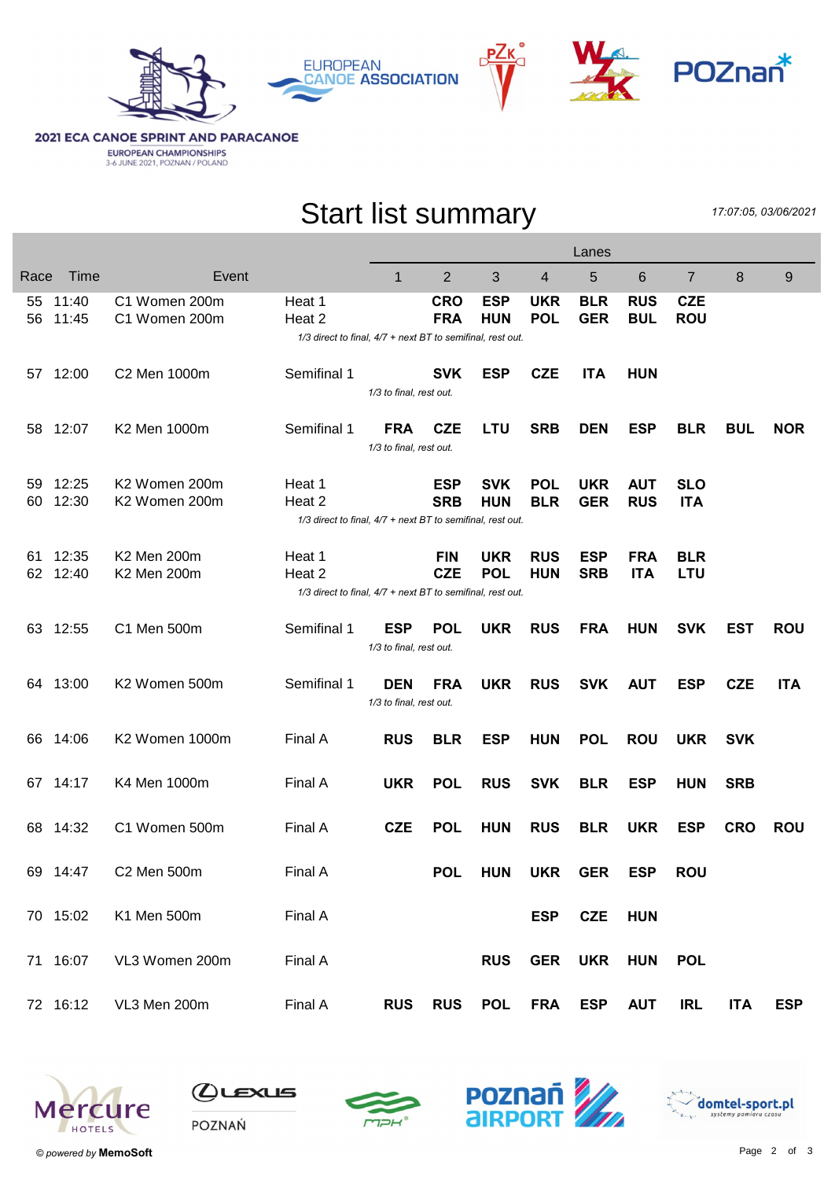**2021 ECA CANOE SPRINT AND PARACANOE**
EUROPEAN CHAMPIONSHIPS
3-6 JUNE 2021, POZNAN / POLAND

# Start list summary

*17:07:05, 03/06/2021*

| Race | Time | Event | | Lanes 1 | 2 | 3 | 4 | 5 | 6 | 7 | 8 | 9 |
|---|---|---|---|---|---|---|---|---|---|---|---|---|
| 55 | 11:40 | C1 Women 200m | Heat 1 | | **CRO** | **ESP** | **UKR** | **BLR** | **RUS** | **CZE** | | |
| 56 | 11:45 | C1 Women 200m | Heat 2 | | **FRA** | **HUN** | **POL** | **GER** | **BUL** | **ROU** | | |
| | | | *1/3 direct to final, 4/7 + next BT to semifinal, rest out.* | | | | | | | | | |
| 57 | 12:00 | C2 Men 1000m | Semifinal 1 | | **SVK** | **ESP** | **CZE** | **ITA** | **HUN** | | | |
| | | | *1/3 to final, rest out.* | | | | | | | | | |
| 58 | 12:07 | K2 Men 1000m | Semifinal 1 | **FRA** | **CZE** | **LTU** | **SRB** | **DEN** | **ESP** | **BLR** | **BUL** | **NOR** |
| | | | *1/3 to final, rest out.* | | | | | | | | | |
| 59 | 12:25 | K2 Women 200m | Heat 1 | | **ESP** | **SVK** | **POL** | **UKR** | **AUT** | **SLO** | | |
| 60 | 12:30 | K2 Women 200m | Heat 2 | | **SRB** | **HUN** | **BLR** | **GER** | **RUS** | **ITA** | | |
| | | | *1/3 direct to final, 4/7 + next BT to semifinal, rest out.* | | | | | | | | | |
| 61 | 12:35 | K2 Men 200m | Heat 1 | | **FIN** | **UKR** | **RUS** | **ESP** | **FRA** | **BLR** | | |
| 62 | 12:40 | K2 Men 200m | Heat 2 | | **CZE** | **POL** | **HUN** | **SRB** | **ITA** | **LTU** | | |
| | | | *1/3 direct to final, 4/7 + next BT to semifinal, rest out.* | | | | | | | | | |
| 63 | 12:55 | C1 Men 500m | Semifinal 1 | **ESP** | **POL** | **UKR** | **RUS** | **FRA** | **HUN** | **SVK** | **EST** | **ROU** |
| | | | *1/3 to final, rest out.* | | | | | | | | | |
| 64 | 13:00 | K2 Women 500m | Semifinal 1 | **DEN** | **FRA** | **UKR** | **RUS** | **SVK** | **AUT** | **ESP** | **CZE** | **ITA** |
| | | | *1/3 to final, rest out.* | | | | | | | | | |
| 66 | 14:06 | K2 Women 1000m | Final A | **RUS** | **BLR** | **ESP** | **HUN** | **POL** | **ROU** | **UKR** | **SVK** | |
| 67 | 14:17 | K4 Men 1000m | Final A | **UKR** | **POL** | **RUS** | **SVK** | **BLR** | **ESP** | **HUN** | **SRB** | |
| 68 | 14:32 | C1 Women 500m | Final A | **CZE** | **POL** | **HUN** | **RUS** | **BLR** | **UKR** | **ESP** | **CRO** | **ROU** |
| 69 | 14:47 | C2 Men 500m | Final A | | **POL** | **HUN** | **UKR** | **GER** | **ESP** | **ROU** | | |
| 70 | 15:02 | K1 Men 500m | Final A | | | | **ESP** | **CZE** | **HUN** | | | |
| 71 | 16:07 | VL3 Women 200m | Final A | | | **RUS** | **GER** | **UKR** | **HUN** | **POL** | | |
| 72 | 16:12 | VL3 Men 200m | Final A | **RUS** | **RUS** | **POL** | **FRA** | **ESP** | **AUT** | **IRL** | **ITA** | **ESP** |

© *powered by* **MemoSoft**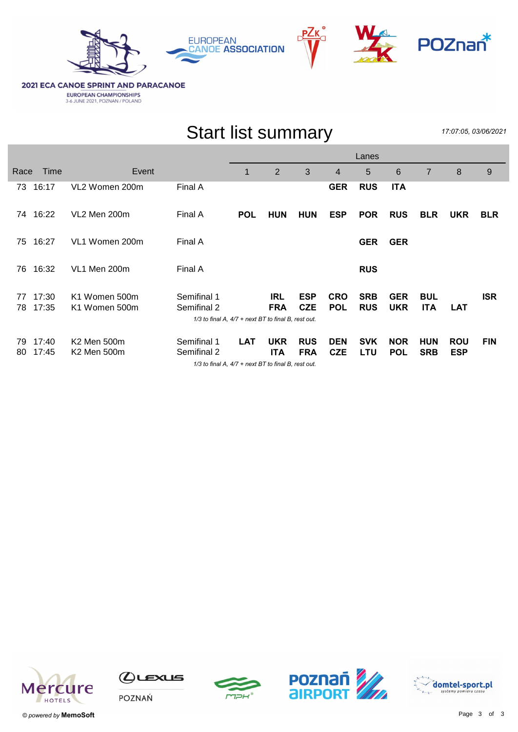# Start list summary

*17:07:05, 03/06/2021*

| Race | Time | Event | | Lanes 1 | 2 | 3 | 4 | 5 | 6 | 7 | 8 | 9 |
|---|---|---|---|---|---|---|---|---|---|---|---|---|
| 73 | 16:17 | VL2 Women 200m | Final A | | | | **GER** | **RUS** | **ITA** | | | |
| 74 | 16:22 | VL2 Men 200m | Final A | **POL** | **HUN** | **HUN** | **ESP** | **POR** | **RUS** | **BLR** | **UKR** | **BLR** |
| 75 | 16:27 | VL1 Women 200m | Final A | | | | | **GER** | **GER** | | | |
| 76 | 16:32 | VL1 Men 200m | Final A | | | | | **RUS** | | | | |
| 77 | 17:30 | K1 Women 500m | Semifinal 1 | | **IRL** | **ESP** | **CRO** | **SRB** | **GER** | **BUL** | | **ISR** |
| 78 | 17:35 | K1 Women 500m | Semifinal 2 | | **FRA** | **CZE** | **POL** | **RUS** | **UKR** | **ITA** | **LAT** | |
| | | | *1/3 to final A, 4/7 + next BT to final B, rest out.* | | | | | | | | | |
| 79 | 17:40 | K2 Men 500m | Semifinal 1 | **LAT** | **UKR** | **RUS** | **DEN** | **SVK** | **NOR** | **HUN** | **ROU** | **FIN** |
| 80 | 17:45 | K2 Men 500m | Semifinal 2 | | **ITA** | **FRA** | **CZE** | **LTU** | **POL** | **SRB** | **ESP** | |
| | | | *1/3 to final A, 4/7 + next BT to final B, rest out.* | | | | | | | | | |